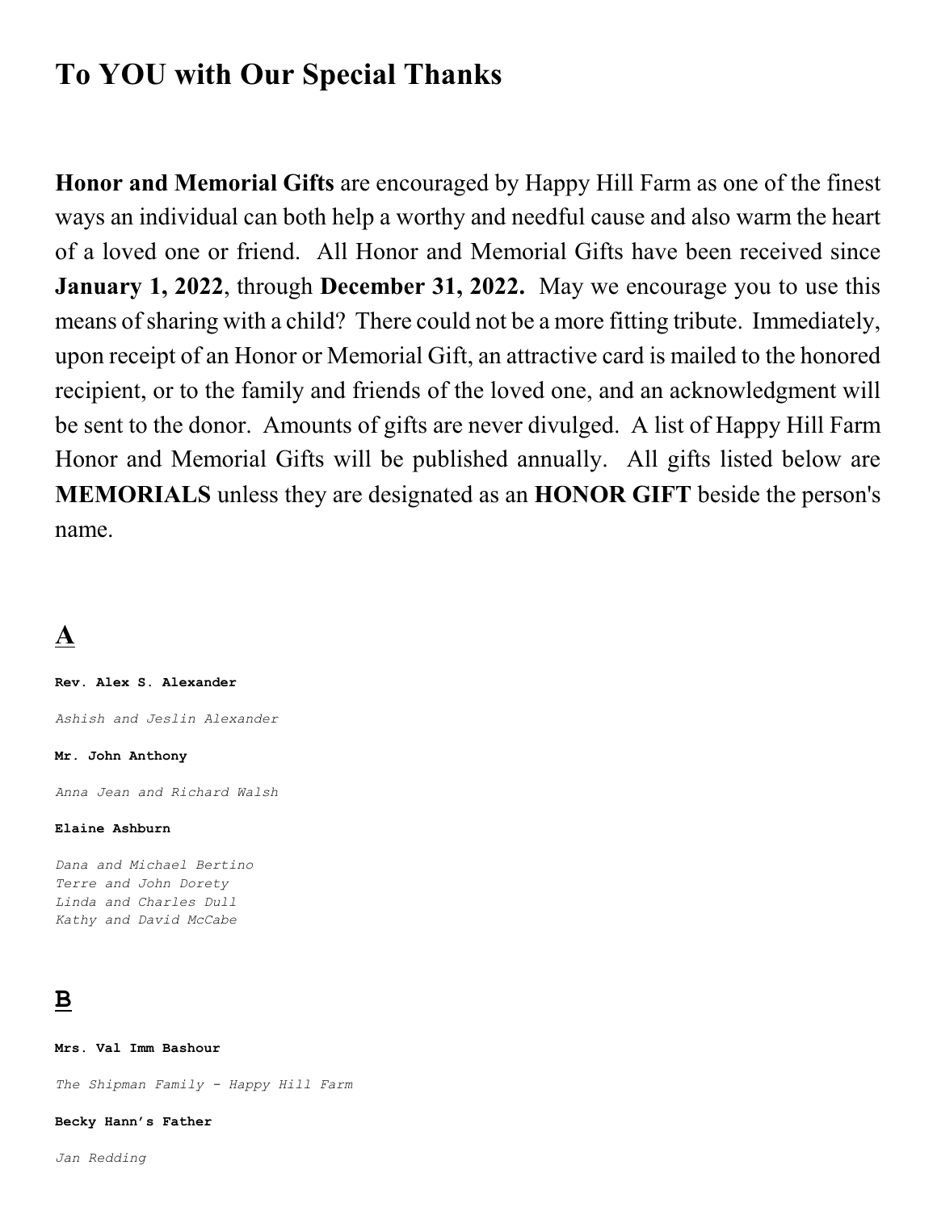# To YOU with Our Special Thanks

**Honor and Memorial Gifts** are encouraged by Happy Hill Farm as one of the finest ways an individual can both help a worthy and needful cause and also warm the heart of a loved one or friend. All Honor and Memorial Gifts have been received since **January 1, 2022**, through **December 31, 2022.** May we encourage you to use this means of sharing with a child? There could not be a more fitting tribute. Immediately, upon receipt of an Honor or Memorial Gift, an attractive card is mailed to the honored recipient, or to the family and friends of the loved one, and an acknowledgment will be sent to the donor. Amounts of gifts are never divulged. A list of Happy Hill Farm Honor and Memorial Gifts will be published annually. All gifts listed below are **MEMORIALS** unless they are designated as an **HONOR GIFT** beside the person's name.

## A

**Rev. Alex S. Alexander**

*Ashish and Jeslin Alexander*

**Mr. John Anthony**

*Anna Jean and Richard Walsh*

**Elaine Ashburn**

*Dana and Michael Bertino*
*Terre and John Dorety*
*Linda and Charles Dull*
*Kathy and David McCabe*

## B

**Mrs. Val Imm Bashour**

*The Shipman Family - Happy Hill Farm*

**Becky Hann's Father**

*Jan Redding*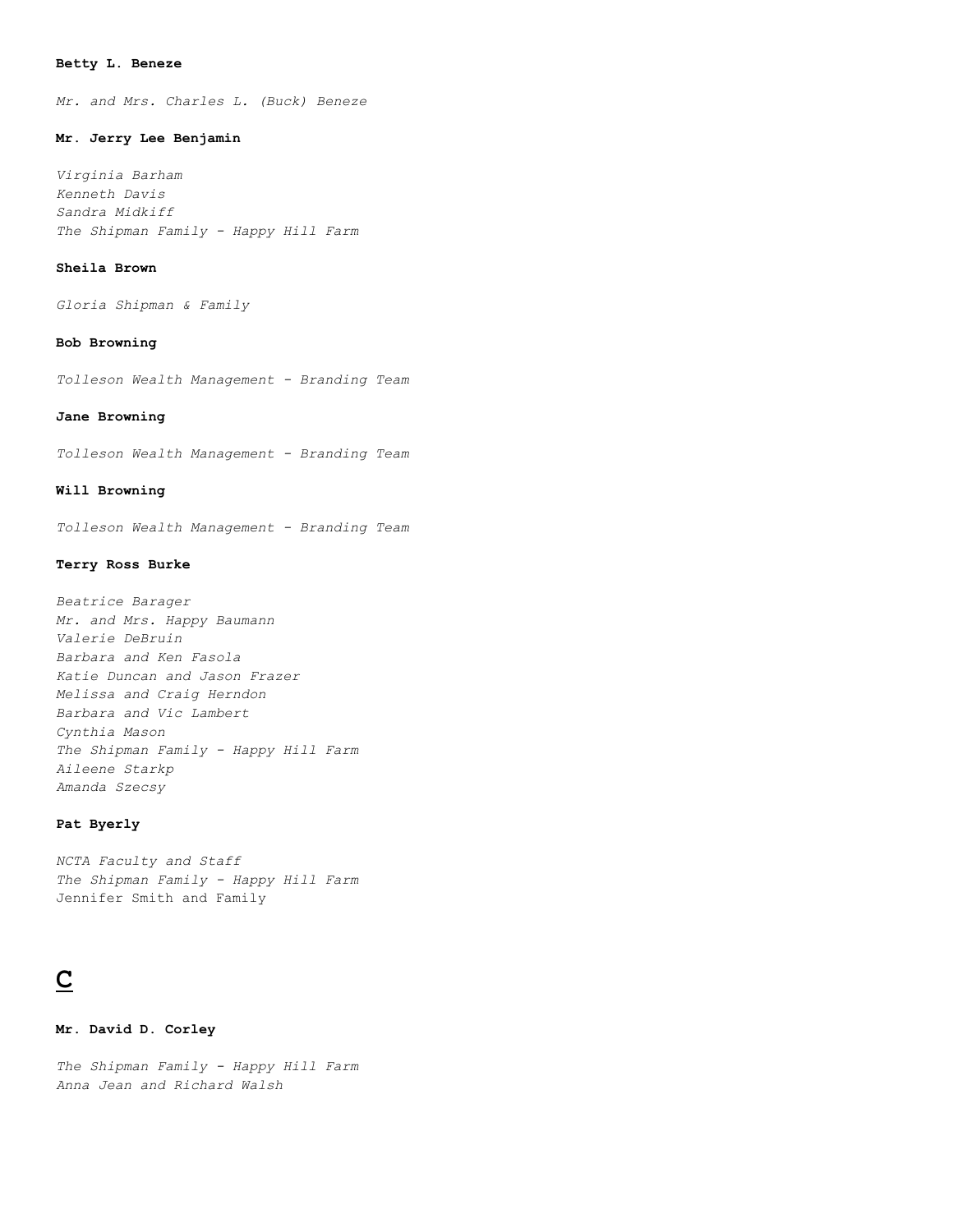**Betty L. Beneze**

*Mr. and Mrs. Charles L. (Buck) Beneze*

**Mr. Jerry Lee Benjamin**

*Virginia Barham*
*Kenneth Davis*
*Sandra Midkiff*
*The Shipman Family - Happy Hill Farm*

**Sheila Brown**

*Gloria Shipman & Family*

**Bob Browning**

*Tolleson Wealth Management - Branding Team*

**Jane Browning**

*Tolleson Wealth Management - Branding Team*

**Will Browning**

*Tolleson Wealth Management - Branding Team*

**Terry Ross Burke**

*Beatrice Barager*
*Mr. and Mrs. Happy Baumann*
*Valerie DeBruin*
*Barbara and Ken Fasola*
*Katie Duncan and Jason Frazer*
*Melissa and Craig Herndon*
*Barbara and Vic Lambert*
*Cynthia Mason*
*The Shipman Family - Happy Hill Farm*
*Aileene Starkp*
*Amanda Szecsy*

**Pat Byerly**

*NCTA Faculty and Staff*
*The Shipman Family - Happy Hill Farm*
Jennifer Smith and Family

# C

**Mr. David D. Corley**

*The Shipman Family - Happy Hill Farm*
*Anna Jean and Richard Walsh*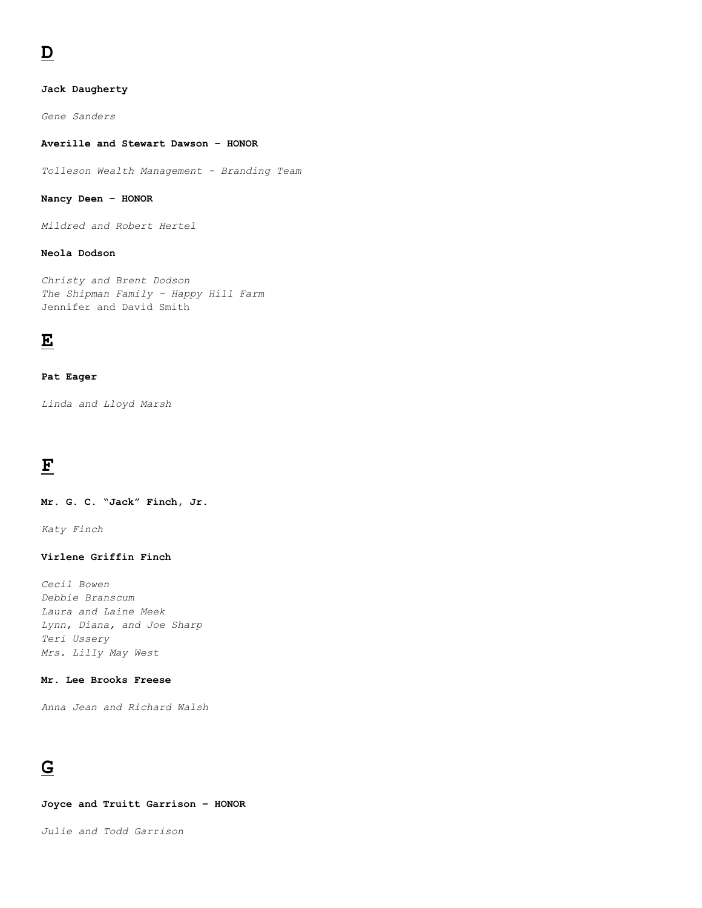## D

**Jack Daugherty**

*Gene Sanders*

**Averille and Stewart Dawson – HONOR**

*Tolleson Wealth Management - Branding Team*

**Nancy Deen – HONOR**

*Mildred and Robert Hertel*

**Neola Dodson**

*Christy and Brent Dodson*
*The Shipman Family - Happy Hill Farm*
Jennifer and David Smith

## E

**Pat Eager**

*Linda and Lloyd Marsh*

## F

**Mr. G. C. "Jack" Finch, Jr.**

*Katy Finch*

**Virlene Griffin Finch**

*Cecil Bowen*
*Debbie Branscum*
*Laura and Laine Meek*
*Lynn, Diana, and Joe Sharp*
*Teri Ussery*
*Mrs. Lilly May West*

**Mr. Lee Brooks Freese**

*Anna Jean and Richard Walsh*

## G

**Joyce and Truitt Garrison – HONOR**

*Julie and Todd Garrison*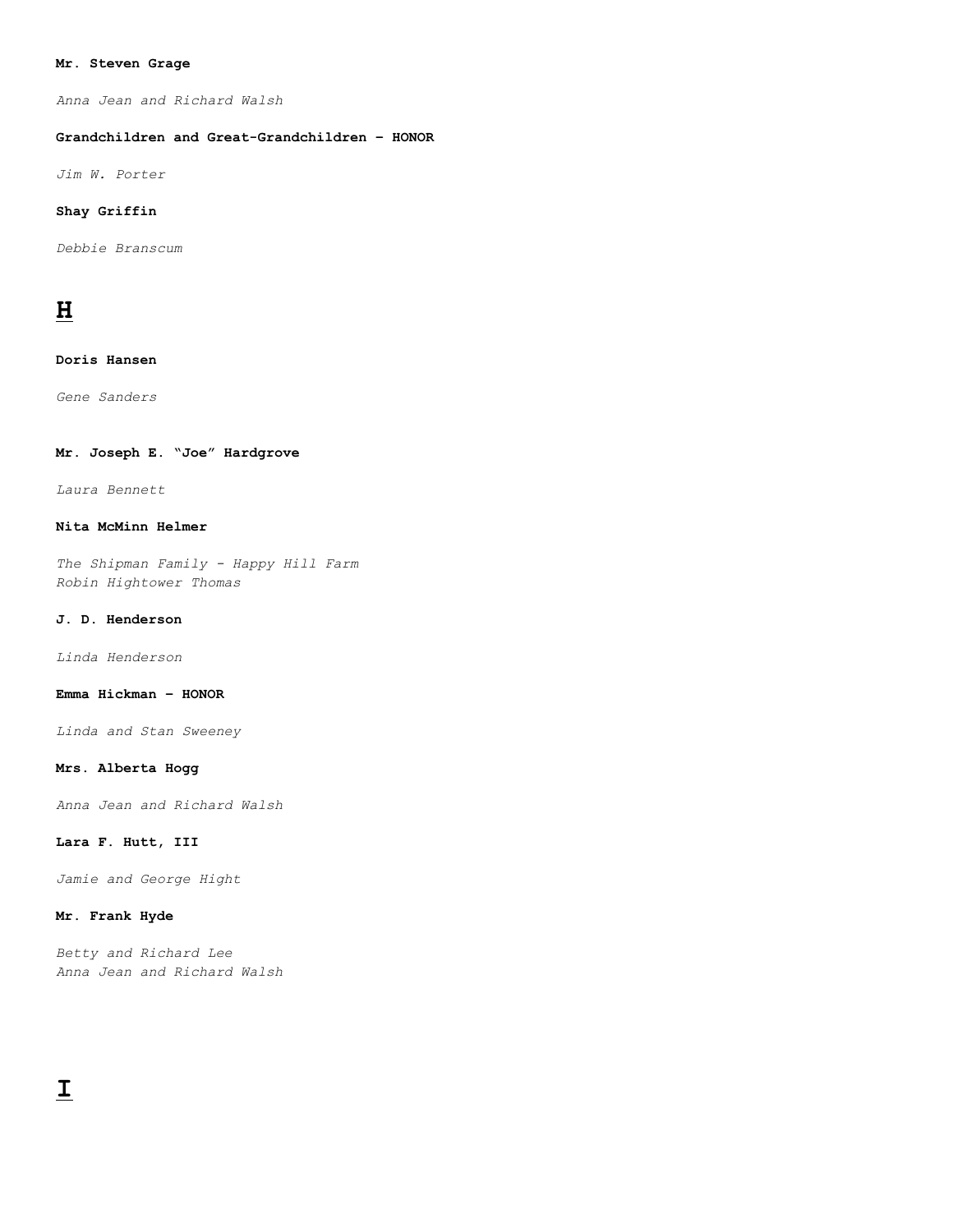**Mr. Steven Grage**

*Anna Jean and Richard Walsh*

**Grandchildren and Great-Grandchildren – HONOR**

*Jim W. Porter*

**Shay Griffin**

*Debbie Branscum*

## H

**Doris Hansen**

*Gene Sanders*

**Mr. Joseph E. "Joe" Hardgrove**

*Laura Bennett*

**Nita McMinn Helmer**

*The Shipman Family - Happy Hill Farm*
*Robin Hightower Thomas*

**J. D. Henderson**

*Linda Henderson*

**Emma Hickman – HONOR**

*Linda and Stan Sweeney*

**Mrs. Alberta Hogg**

*Anna Jean and Richard Walsh*

**Lara F. Hutt, III**

*Jamie and George Hight*

**Mr. Frank Hyde**

*Betty and Richard Lee*
*Anna Jean and Richard Walsh*

## I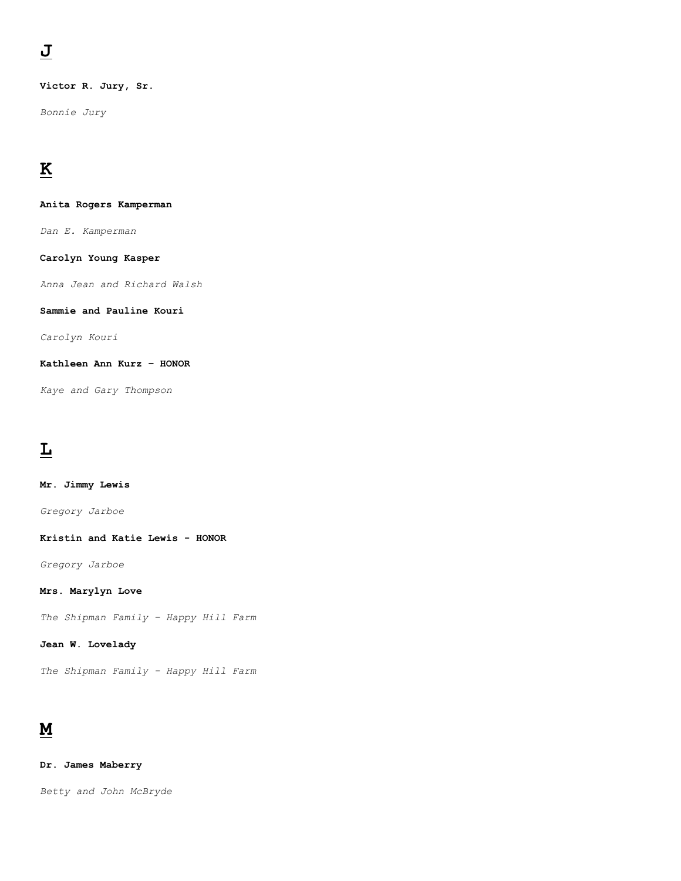## J

**Victor R. Jury, Sr.**

*Bonnie Jury*

## K

**Anita Rogers Kamperman**

*Dan E. Kamperman*

**Carolyn Young Kasper**

*Anna Jean and Richard Walsh*

**Sammie and Pauline Kouri**

*Carolyn Kouri*

**Kathleen Ann Kurz – HONOR**

*Kaye and Gary Thompson*

## L

**Mr. Jimmy Lewis**

*Gregory Jarboe*

**Kristin and Katie Lewis - HONOR**

*Gregory Jarboe*

**Mrs. Marylyn Love**

*The Shipman Family – Happy Hill Farm*

**Jean W. Lovelady**

*The Shipman Family - Happy Hill Farm*

## M

**Dr. James Maberry**

*Betty and John McBryde*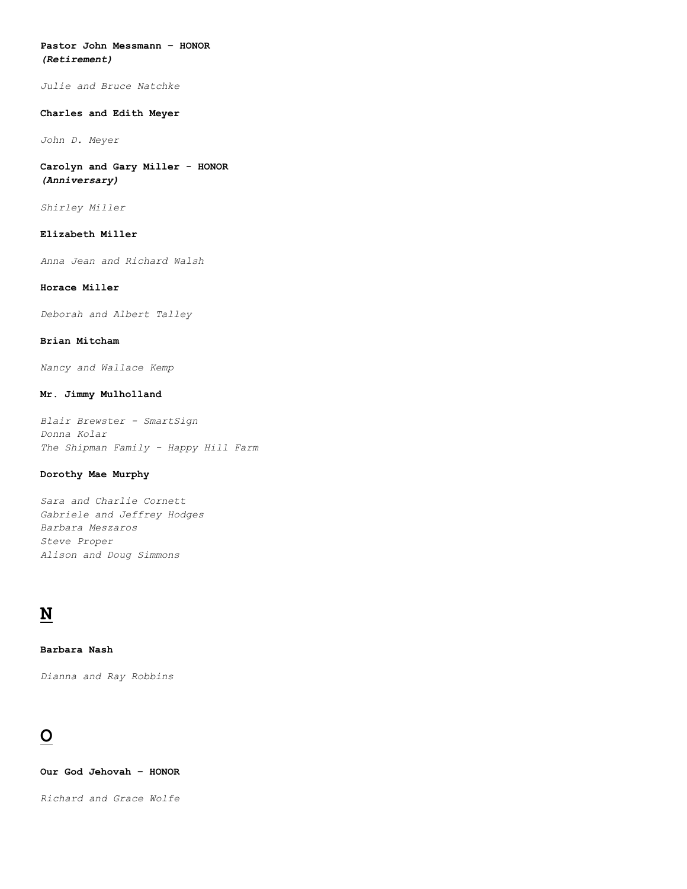**Pastor John Messmann – HONOR**
***(Retirement)***

*Julie and Bruce Natchke*

**Charles and Edith Meyer**

*John D. Meyer*

**Carolyn and Gary Miller - HONOR**
***(Anniversary)***

*Shirley Miller*

**Elizabeth Miller**

*Anna Jean and Richard Walsh*

**Horace Miller**

*Deborah and Albert Talley*

**Brian Mitcham**

*Nancy and Wallace Kemp*

**Mr. Jimmy Mulholland**

*Blair Brewster - SmartSign*
*Donna Kolar*
*The Shipman Family - Happy Hill Farm*

**Dorothy Mae Murphy**

*Sara and Charlie Cornett*
*Gabriele and Jeffrey Hodges*
*Barbara Meszaros*
*Steve Proper*
*Alison and Doug Simmons*

## N

**Barbara Nash**

*Dianna and Ray Robbins*

## O

**Our God Jehovah – HONOR**

*Richard and Grace Wolfe*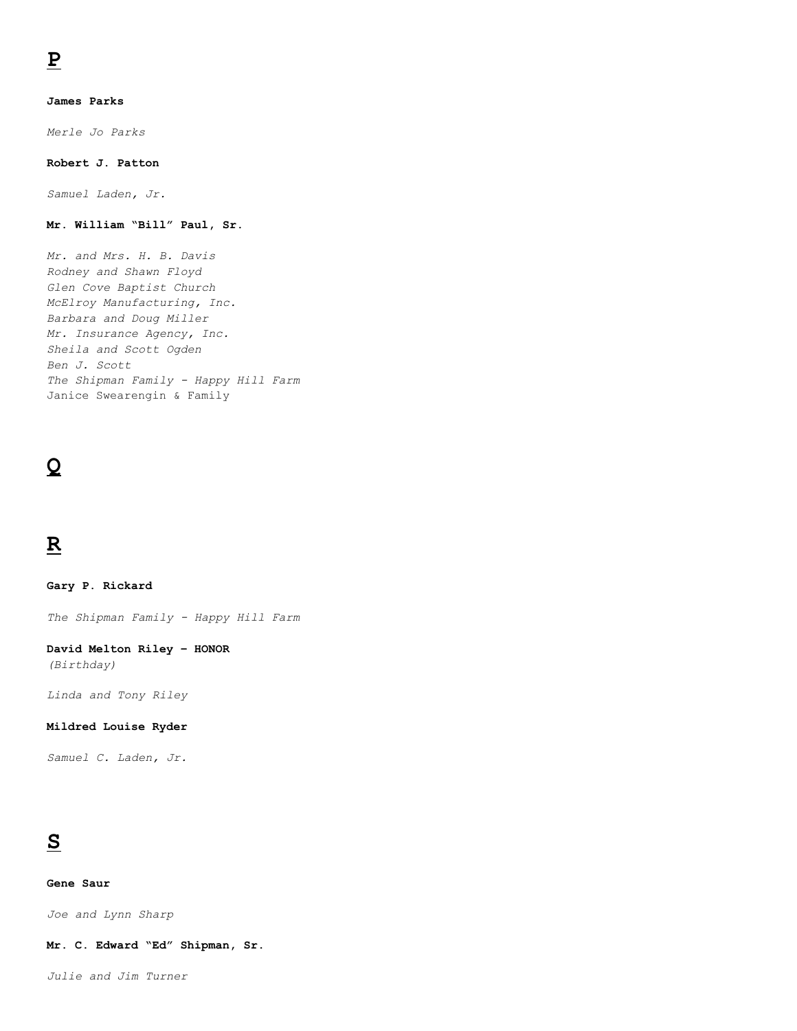# P

**James Parks**

*Merle Jo Parks*

**Robert J. Patton**

*Samuel Laden, Jr.*

**Mr. William “Bill” Paul, Sr.**

*Mr. and Mrs. H. B. Davis*
*Rodney and Shawn Floyd*
*Glen Cove Baptist Church*
*McElroy Manufacturing, Inc.*
*Barbara and Doug Miller*
*Mr. Insurance Agency, Inc.*
*Sheila and Scott Ogden*
*Ben J. Scott*
*The Shipman Family - Happy Hill Farm*
Janice Swearengin & Family

# Q

# R

**Gary P. Rickard**

*The Shipman Family - Happy Hill Farm*

**David Melton Riley – HONOR**
*(Birthday)*

*Linda and Tony Riley*

**Mildred Louise Ryder**

*Samuel C. Laden, Jr.*

# S

**Gene Saur**

*Joe and Lynn Sharp*

**Mr. C. Edward “Ed” Shipman, Sr.**

*Julie and Jim Turner*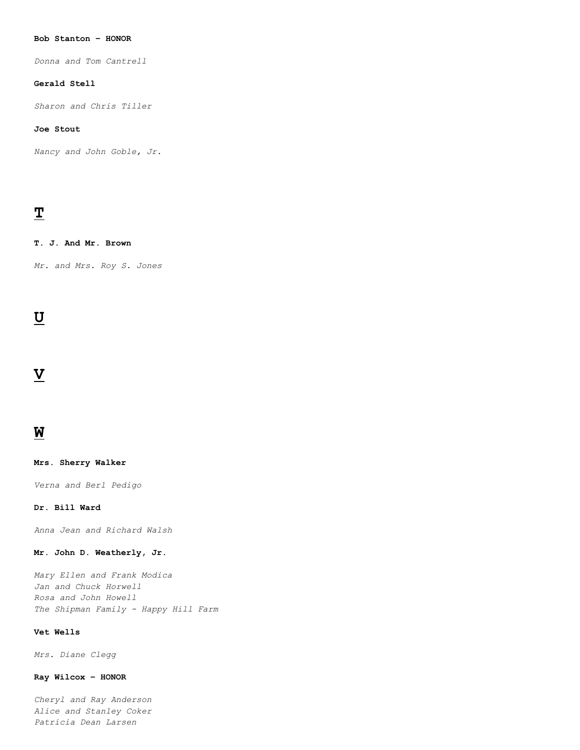**Bob Stanton – HONOR**

*Donna and Tom Cantrell*

**Gerald Stell**

*Sharon and Chris Tiller*

**Joe Stout**

*Nancy and John Goble, Jr.*

## T

**T. J. And Mr. Brown**

*Mr. and Mrs. Roy S. Jones*

## U

## V

## W

**Mrs. Sherry Walker**

*Verna and Berl Pedigo*

**Dr. Bill Ward**

*Anna Jean and Richard Walsh*

**Mr. John D. Weatherly, Jr.**

*Mary Ellen and Frank Modica*
*Jan and Chuck Horwell*
*Rosa and John Howell*
*The Shipman Family - Happy Hill Farm*

**Vet Wells**

*Mrs. Diane Clegg*

**Ray Wilcox – HONOR**

*Cheryl and Ray Anderson*
*Alice and Stanley Coker*
*Patricia Dean Larsen*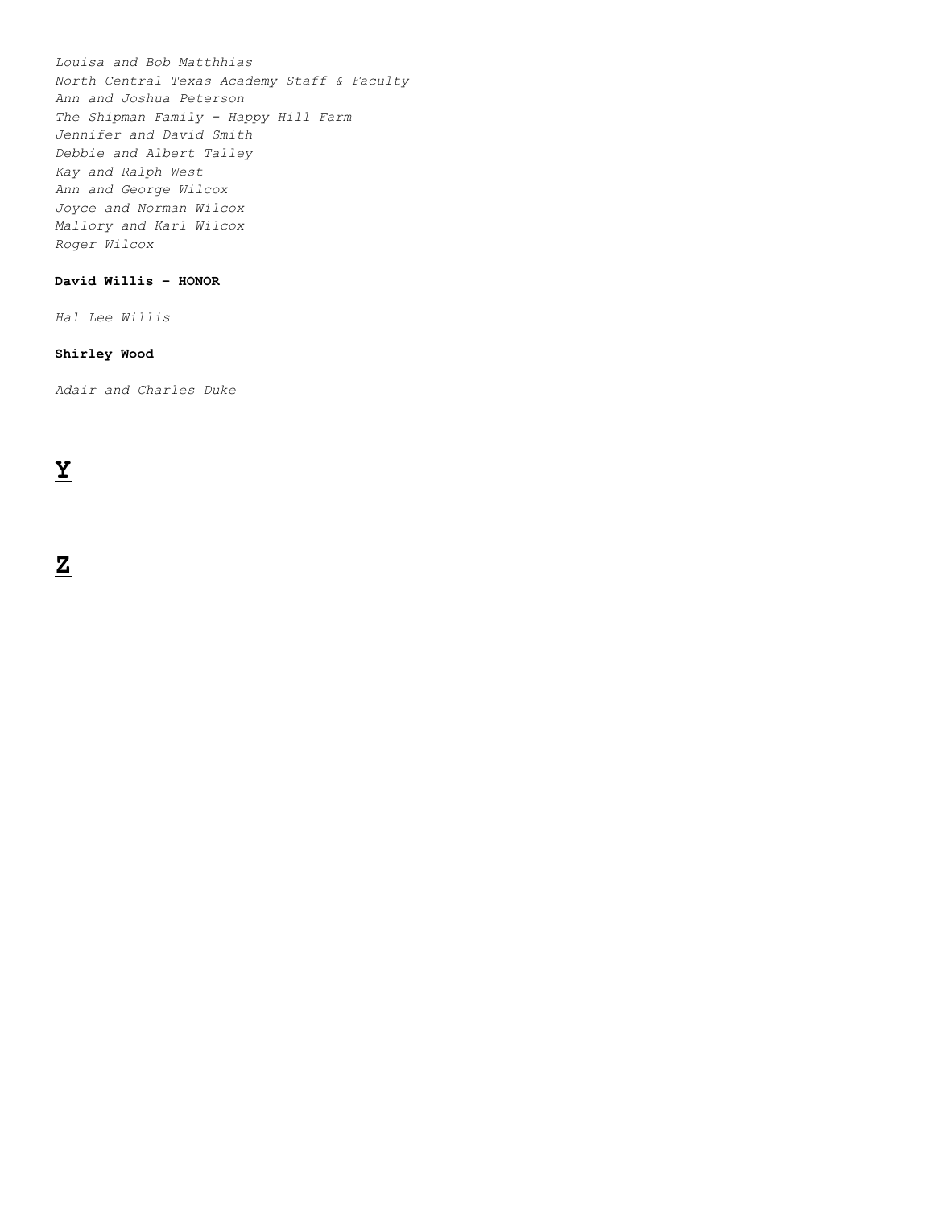*Louisa and Bob Matthhias*
*North Central Texas Academy Staff & Faculty*
*Ann and Joshua Peterson*
*The Shipman Family - Happy Hill Farm*
*Jennifer and David Smith*
*Debbie and Albert Talley*
*Kay and Ralph West*
*Ann and George Wilcox*
*Joyce and Norman Wilcox*
*Mallory and Karl Wilcox*
*Roger Wilcox*

**David Willis – HONOR**

*Hal Lee Willis*

**Shirley Wood**

*Adair and Charles Duke*

## Y

## Z